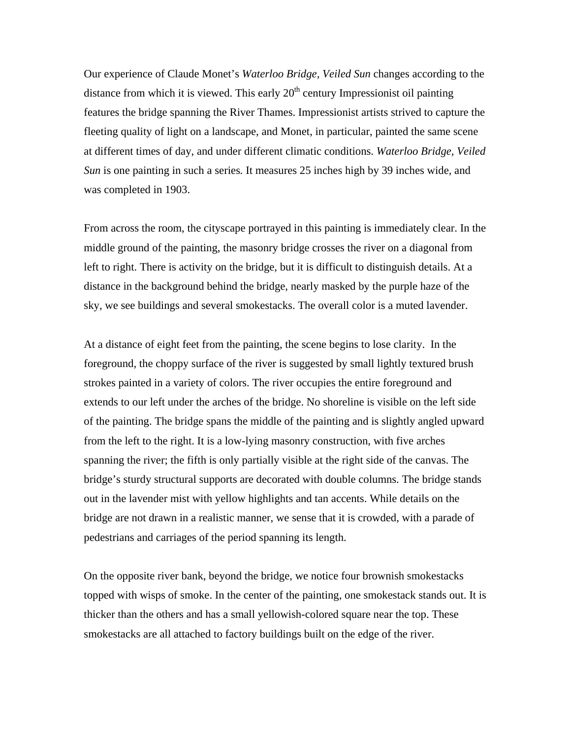Our experience of Claude Monet's *Waterloo Bridge, Veiled Sun* changes according to the distance from which it is viewed. This early 20$^{th}$ century Impressionist oil painting features the bridge spanning the River Thames. Impressionist artists strived to capture the fleeting quality of light on a landscape, and Monet, in particular, painted the same scene at different times of day, and under different climatic conditions. *Waterloo Bridge, Veiled Sun* is one painting in such a series. It measures 25 inches high by 39 inches wide, and was completed in 1903.

From across the room, the cityscape portrayed in this painting is immediately clear. In the middle ground of the painting, the masonry bridge crosses the river on a diagonal from left to right. There is activity on the bridge, but it is difficult to distinguish details. At a distance in the background behind the bridge, nearly masked by the purple haze of the sky, we see buildings and several smokestacks. The overall color is a muted lavender.

At a distance of eight feet from the painting, the scene begins to lose clarity. In the foreground, the choppy surface of the river is suggested by small lightly textured brush strokes painted in a variety of colors. The river occupies the entire foreground and extends to our left under the arches of the bridge. No shoreline is visible on the left side of the painting. The bridge spans the middle of the painting and is slightly angled upward from the left to the right. It is a low-lying masonry construction, with five arches spanning the river; the fifth is only partially visible at the right side of the canvas. The bridge's sturdy structural supports are decorated with double columns. The bridge stands out in the lavender mist with yellow highlights and tan accents. While details on the bridge are not drawn in a realistic manner, we sense that it is crowded, with a parade of pedestrians and carriages of the period spanning its length.

On the opposite river bank, beyond the bridge, we notice four brownish smokestacks topped with wisps of smoke. In the center of the painting, one smokestack stands out. It is thicker than the others and has a small yellowish-colored square near the top. These smokestacks are all attached to factory buildings built on the edge of the river.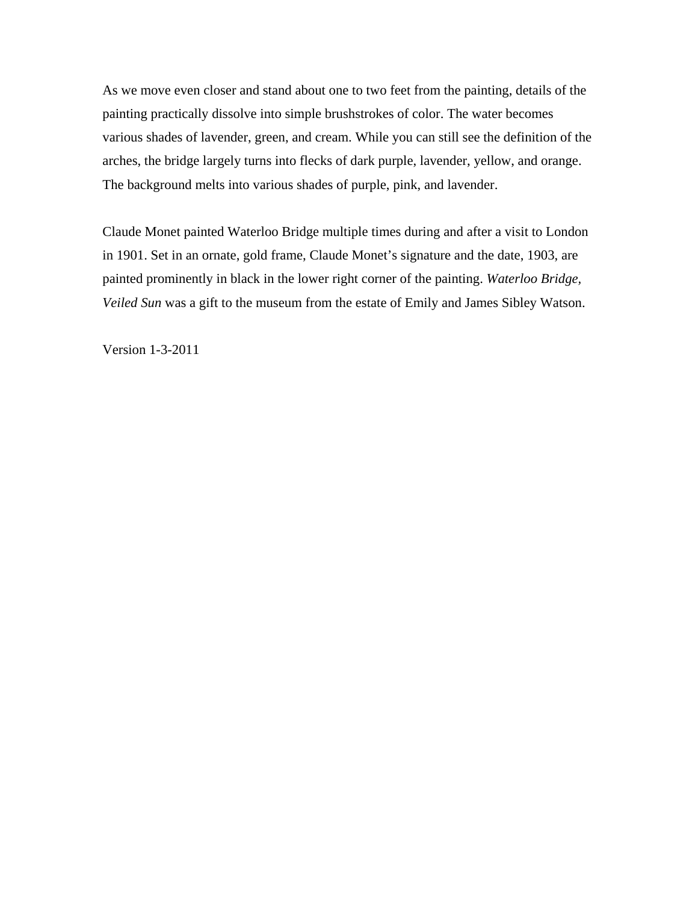As we move even closer and stand about one to two feet from the painting, details of the painting practically dissolve into simple brushstrokes of color. The water becomes various shades of lavender, green, and cream. While you can still see the definition of the arches, the bridge largely turns into flecks of dark purple, lavender, yellow, and orange. The background melts into various shades of purple, pink, and lavender.

Claude Monet painted Waterloo Bridge multiple times during and after a visit to London in 1901. Set in an ornate, gold frame, Claude Monet's signature and the date, 1903, are painted prominently in black in the lower right corner of the painting. *Waterloo Bridge, Veiled Sun* was a gift to the museum from the estate of Emily and James Sibley Watson.

Version 1-3-2011